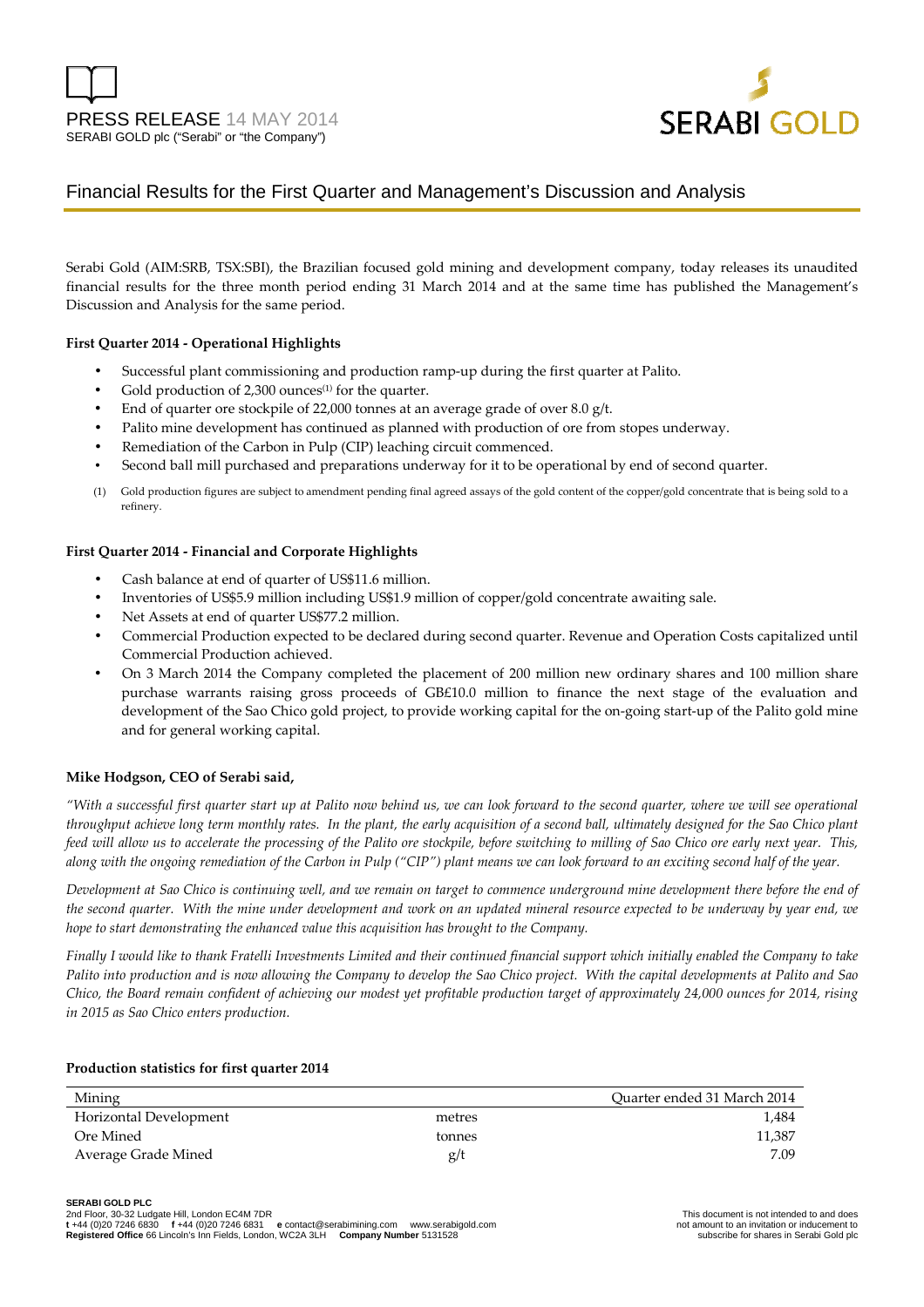PRESS RELEASE 14 MAY 2014

SERABI GOLD plc ("Serabi" or "the Company")

# Financial Results for the First Quarter and Management's Discussion and Analysis

Serabi Gold (AIM:SRB, TSX:SBI), the Brazilian focused gold mining and development company, today releases its unaudited financial results for the three month period ending 31 March 2014 and at the same time has published the Management's Discussion and Analysis for the same period.

**First Quarter 2014 - Operational Highlights**

- Successful plant commissioning and production ramp-up during the first quarter at Palito.
- Gold production of 2,300 ounces[(1)] for the quarter.
- End of quarter ore stockpile of 22,000 tonnes at an average grade of over 8.0 g/t.
- Palito mine development has continued as planned with production of ore from stopes underway.
- Remediation of the Carbon in Pulp (CIP) leaching circuit commenced.
- Second ball mill purchased and preparations underway for it to be operational by end of second quarter.

(1) Gold production figures are subject to amendment pending final agreed assays of the gold content of the copper/gold concentrate that is being sold to a refinery.

**First Quarter 2014 - Financial and Corporate Highlights**

- Cash balance at end of quarter of US$11.6 million.
- Inventories of US$5.9 million including US$1.9 million of copper/gold concentrate awaiting sale.
- Net Assets at end of quarter US$77.2 million.
- Commercial Production expected to be declared during second quarter. Revenue and Operation Costs capitalized until Commercial Production achieved.
- On 3 March 2014 the Company completed the placement of 200 million new ordinary shares and 100 million share purchase warrants raising gross proceeds of GB£10.0 million to finance the next stage of the evaluation and development of the Sao Chico gold project, to provide working capital for the on-going start-up of the Palito gold mine and for general working capital.

**Mike Hodgson, CEO of Serabi said,**

*"With a successful first quarter start up at Palito now behind us, we can look forward to the second quarter, where we will see operational throughput achieve long term monthly rates. In the plant, the early acquisition of a second ball, ultimately designed for the Sao Chico plant feed will allow us to accelerate the processing of the Palito ore stockpile, before switching to milling of Sao Chico ore early next year. This, along with the ongoing remediation of the Carbon in Pulp ("CIP") plant means we can look forward to an exciting second half of the year.*

*Development at Sao Chico is continuing well, and we remain on target to commence underground mine development there before the end of the second quarter. With the mine under development and work on an updated mineral resource expected to be underway by year end, we hope to start demonstrating the enhanced value this acquisition has brought to the Company.*

*Finally I would like to thank Fratelli Investments Limited and their continued financial support which initially enabled the Company to take Palito into production and is now allowing the Company to develop the Sao Chico project. With the capital developments at Palito and Sao Chico, the Board remain confident of achieving our modest yet profitable production target of approximately 24,000 ounces for 2014, rising in 2015 as Sao Chico enters production.*

**Production statistics for first quarter 2014**

| Mining | | Quarter ended 31 March 2014 |
|---|---|---|
| Horizontal Development | metres | 1,484 |
| Ore Mined | tonnes | 11,387 |
| Average Grade Mined | g/t | 7.09 |

**SERABI GOLD PLC**
2nd Floor, 30-32 Ludgate Hill, London EC4M 7DR
**t** +44 (0)20 7246 6830 **f** +44 (0)20 7246 6831 **e** contact@serabimining.com www.serabigold.com
**Registered Office** 66 Lincoln's Inn Fields, London, WC2A 3LH **Company Number** 5131528

This document is not intended to and does not amount to an invitation or inducement to subscribe for shares in Serabi Gold plc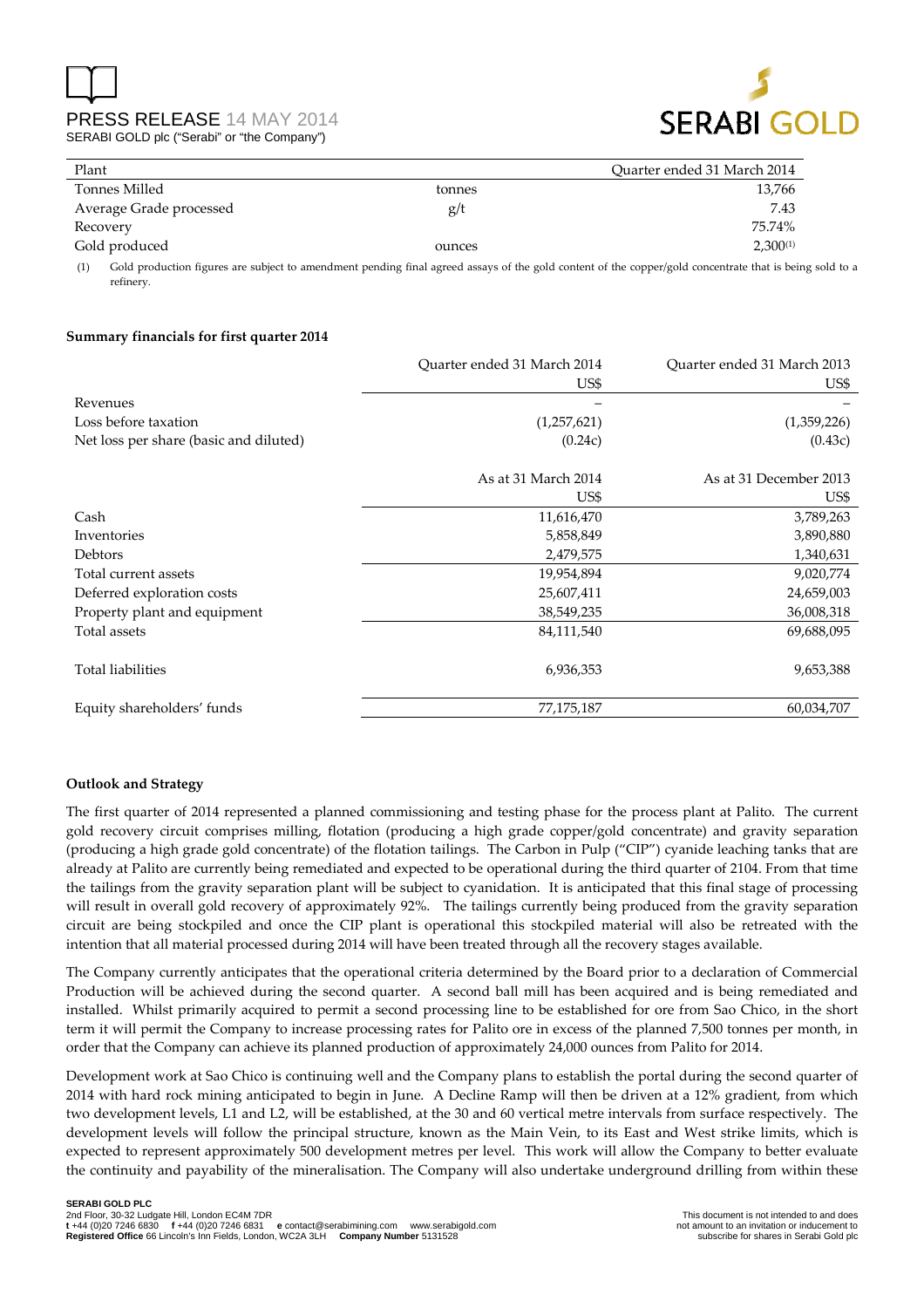| Plant | | Quarter ended 31 March 2014 |
|---|---|---|
| Tonnes Milled | tonnes | 13,766 |
| Average Grade processed | g/t | 7.43 |
| Recovery | | 75.74% |
| Gold produced | ounces | 2,300[(1)] |

(1) Gold production figures are subject to amendment pending final agreed assays of the gold content of the copper/gold concentrate that is being sold to a refinery.

**Summary financials for first quarter 2014**

| | Quarter ended 31 March 2014 US$ | Quarter ended 31 March 2013 US$ |
|---|---|---|
| Revenues | – | – |
| Loss before taxation | (1,257,621) | (1,359,226) |
| Net loss per share (basic and diluted) | (0.24c) | (0.43c) |
| | **As at 31 March 2014 US$** | **As at 31 December 2013 US$** |
| Cash | 11,616,470 | 3,789,263 |
| Inventories | 5,858,849 | 3,890,880 |
| Debtors | 2,479,575 | 1,340,631 |
| Total current assets | 19,954,894 | 9,020,774 |
| Deferred exploration costs | 25,607,411 | 24,659,003 |
| Property plant and equipment | 38,549,235 | 36,008,318 |
| Total assets | 84,111,540 | 69,688,095 |
| Total liabilities | 6,936,353 | 9,653,388 |
| Equity shareholders' funds | 77,175,187 | 60,034,707 |

**Outlook and Strategy**

The first quarter of 2014 represented a planned commissioning and testing phase for the process plant at Palito. The current gold recovery circuit comprises milling, flotation (producing a high grade copper/gold concentrate) and gravity separation (producing a high grade gold concentrate) of the flotation tailings. The Carbon in Pulp ("CIP") cyanide leaching tanks that are already at Palito are currently being remediated and expected to be operational during the third quarter of 2104. From that time the tailings from the gravity separation plant will be subject to cyanidation. It is anticipated that this final stage of processing will result in overall gold recovery of approximately 92%. The tailings currently being produced from the gravity separation circuit are being stockpiled and once the CIP plant is operational this stockpiled material will also be retreated with the intention that all material processed during 2014 will have been treated through all the recovery stages available.

The Company currently anticipates that the operational criteria determined by the Board prior to a declaration of Commercial Production will be achieved during the second quarter. A second ball mill has been acquired and is being remediated and installed. Whilst primarily acquired to permit a second processing line to be established for ore from Sao Chico, in the short term it will permit the Company to increase processing rates for Palito ore in excess of the planned 7,500 tonnes per month, in order that the Company can achieve its planned production of approximately 24,000 ounces from Palito for 2014.

Development work at Sao Chico is continuing well and the Company plans to establish the portal during the second quarter of 2014 with hard rock mining anticipated to begin in June. A Decline Ramp will then be driven at a 12% gradient, from which two development levels, L1 and L2, will be established, at the 30 and 60 vertical metre intervals from surface respectively. The development levels will follow the principal structure, known as the Main Vein, to its East and West strike limits, which is expected to represent approximately 500 development metres per level. This work will allow the Company to better evaluate the continuity and payability of the mineralisation. The Company will also undertake underground drilling from within these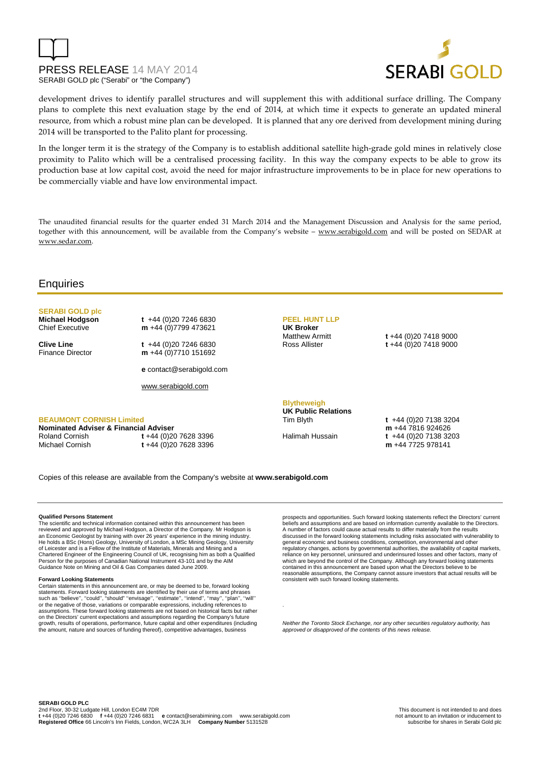development drives to identify parallel structures and will supplement this with additional surface drilling. The Company plans to complete this next evaluation stage by the end of 2014, at which time it expects to generate an updated mineral resource, from which a robust mine plan can be developed. It is planned that any ore derived from development mining during 2014 will be transported to the Palito plant for processing.

In the longer term it is the strategy of the Company is to establish additional satellite high-grade gold mines in relatively close proximity to Palito which will be a centralised processing facility. In this way the company expects to be able to grow its production base at low capital cost, avoid the need for major infrastructure improvements to be in place for new operations to be commercially viable and have low environmental impact.

The unaudited financial results for the quarter ended 31 March 2014 and the Management Discussion and Analysis for the same period, together with this announcement, will be available from the Company's website – www.serabigold.com and will be posted on SEDAR at www.sedar.com.

## Enquiries

**SERABI GOLD plc**

**Michael Hodgson** — Chief Executive
**t** +44 (0)20 7246 6830
**m** +44 (0)7799 473621

**Clive Line** — Finance Director
**t** +44 (0)20 7246 6830
**m** +44 (0)7710 151692

**e** contact@serabigold.com

www.serabigold.com

**BEAUMONT CORNISH Limited**
**Nominated Adviser & Financial Adviser**
Roland Cornish **t** +44 (0)20 7628 3396
Michael Cornish **t** +44 (0)20 7628 3396

**PEEL HUNT LLP**
**UK Broker**
Matthew Armitt **t** +44 (0)20 7418 9000
Ross Allister **t** +44 (0)20 7418 9000

**Blytheweigh**
**UK Public Relations**
Tim Blyth **t** +44 (0)20 7138 3204 **m** +44 7816 924626
Halimah Hussain **t** +44 (0)20 7138 3203 **m** +44 7725 978141

Copies of this release are available from the Company's website at **www.serabigold.com**

**Qualified Persons Statement**

The scientific and technical information contained within this announcement has been reviewed and approved by Michael Hodgson, a Director of the Company. Mr Hodgson is an Economic Geologist by training with over 26 years' experience in the mining industry. He holds a BSc (Hons) Geology, University of London, a MSc Mining Geology, University of Leicester and is a Fellow of the Institute of Materials, Minerals and Mining and a Chartered Engineer of the Engineering Council of UK, recognising him as both a Qualified Person for the purposes of Canadian National Instrument 43-101 and by the AIM Guidance Note on Mining and Oil & Gas Companies dated June 2009.

**Forward Looking Statements**

Certain statements in this announcement are, or may be deemed to be, forward looking statements. Forward looking statements are identified by their use of terms and phrases such as "believe", "could", "should" "envisage", "estimate", "intend", "may", "plan", "will" or the negative of those, variations or comparable expressions, including references to assumptions. These forward looking statements are not based on historical facts but rather on the Directors' current expectations and assumptions regarding the Company's future growth, results of operations, performance, future capital and other expenditures (including the amount, nature and sources of funding thereof), competitive advantages, business prospects and opportunities. Such forward looking statements reflect the Directors' current beliefs and assumptions and are based on information currently available to the Directors. A number of factors could cause actual results to differ materially from the results discussed in the forward looking statements including risks associated with vulnerability to general economic and business conditions, competition, environmental and other regulatory changes, actions by governmental authorities, the availability of capital markets, reliance on key personnel, uninsured and underinsured losses and other factors, many of which are beyond the control of the Company. Although any forward looking statements contained in this announcement are based upon what the Directors believe to be reasonable assumptions, the Company cannot assure investors that actual results will be consistent with such forward looking statements.

*Neither the Toronto Stock Exchange, nor any other securities regulatory authority, has approved or disapproved of the contents of this news release.*

**SERABI GOLD PLC**
2nd Floor, 30-32 Ludgate Hill, London EC4M 7DR
**t** +44 (0)20 7246 6830 **f** +44 (0)20 7246 6831 **e** contact@serabimining.com www.serabigold.com
**Registered Office** 66 Lincoln's Inn Fields, London, WC2A 3LH **Company Number** 5131528

This document is not intended to and does not amount to an invitation or inducement to subscribe for shares in Serabi Gold plc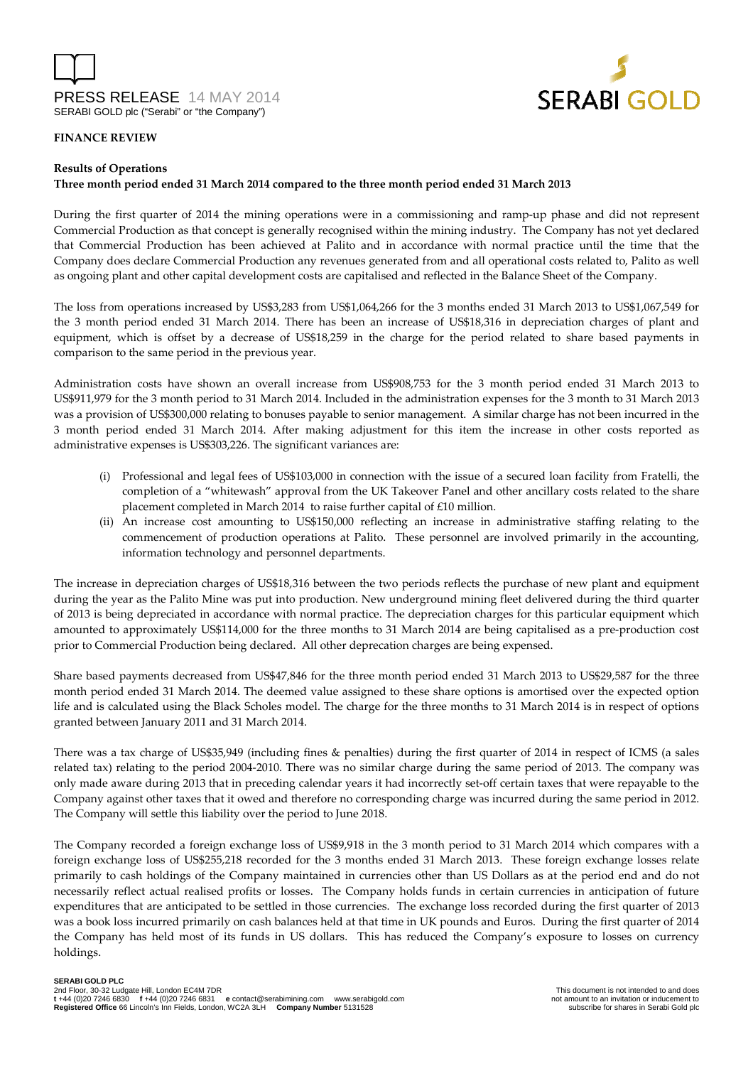## FINANCE REVIEW

### Results of Operations

**Three month period ended 31 March 2014 compared to the three month period ended 31 March 2013**

During the first quarter of 2014 the mining operations were in a commissioning and ramp-up phase and did not represent Commercial Production as that concept is generally recognised within the mining industry. The Company has not yet declared that Commercial Production has been achieved at Palito and in accordance with normal practice until the time that the Company does declare Commercial Production any revenues generated from and all operational costs related to, Palito as well as ongoing plant and other capital development costs are capitalised and reflected in the Balance Sheet of the Company.

The loss from operations increased by US$3,283 from US$1,064,266 for the 3 months ended 31 March 2013 to US$1,067,549 for the 3 month period ended 31 March 2014. There has been an increase of US$18,316 in depreciation charges of plant and equipment, which is offset by a decrease of US$18,259 in the charge for the period related to share based payments in comparison to the same period in the previous year.

Administration costs have shown an overall increase from US$908,753 for the 3 month period ended 31 March 2013 to US$911,979 for the 3 month period to 31 March 2014. Included in the administration expenses for the 3 month to 31 March 2013 was a provision of US$300,000 relating to bonuses payable to senior management. A similar charge has not been incurred in the 3 month period ended 31 March 2014. After making adjustment for this item the increase in other costs reported as administrative expenses is US$303,226. The significant variances are:

(i) Professional and legal fees of US$103,000 in connection with the issue of a secured loan facility from Fratelli, the completion of a "whitewash" approval from the UK Takeover Panel and other ancillary costs related to the share placement completed in March 2014 to raise further capital of £10 million.

(ii) An increase cost amounting to US$150,000 reflecting an increase in administrative staffing relating to the commencement of production operations at Palito. These personnel are involved primarily in the accounting, information technology and personnel departments.

The increase in depreciation charges of US$18,316 between the two periods reflects the purchase of new plant and equipment during the year as the Palito Mine was put into production. New underground mining fleet delivered during the third quarter of 2013 is being depreciated in accordance with normal practice. The depreciation charges for this particular equipment which amounted to approximately US$114,000 for the three months to 31 March 2014 are being capitalised as a pre-production cost prior to Commercial Production being declared. All other deprecation charges are being expensed.

Share based payments decreased from US$47,846 for the three month period ended 31 March 2013 to US$29,587 for the three month period ended 31 March 2014. The deemed value assigned to these share options is amortised over the expected option life and is calculated using the Black Scholes model. The charge for the three months to 31 March 2014 is in respect of options granted between January 2011 and 31 March 2014.

There was a tax charge of US$35,949 (including fines & penalties) during the first quarter of 2014 in respect of ICMS (a sales related tax) relating to the period 2004-2010. There was no similar charge during the same period of 2013. The company was only made aware during 2013 that in preceding calendar years it had incorrectly set-off certain taxes that were repayable to the Company against other taxes that it owed and therefore no corresponding charge was incurred during the same period in 2012. The Company will settle this liability over the period to June 2018.

The Company recorded a foreign exchange loss of US$9,918 in the 3 month period to 31 March 2014 which compares with a foreign exchange loss of US$255,218 recorded for the 3 months ended 31 March 2013. These foreign exchange losses relate primarily to cash holdings of the Company maintained in currencies other than US Dollars as at the period end and do not necessarily reflect actual realised profits or losses. The Company holds funds in certain currencies in anticipation of future expenditures that are anticipated to be settled in those currencies. The exchange loss recorded during the first quarter of 2013 was a book loss incurred primarily on cash balances held at that time in UK pounds and Euros. During the first quarter of 2014 the Company has held most of its funds in US dollars. This has reduced the Company's exposure to losses on currency holdings.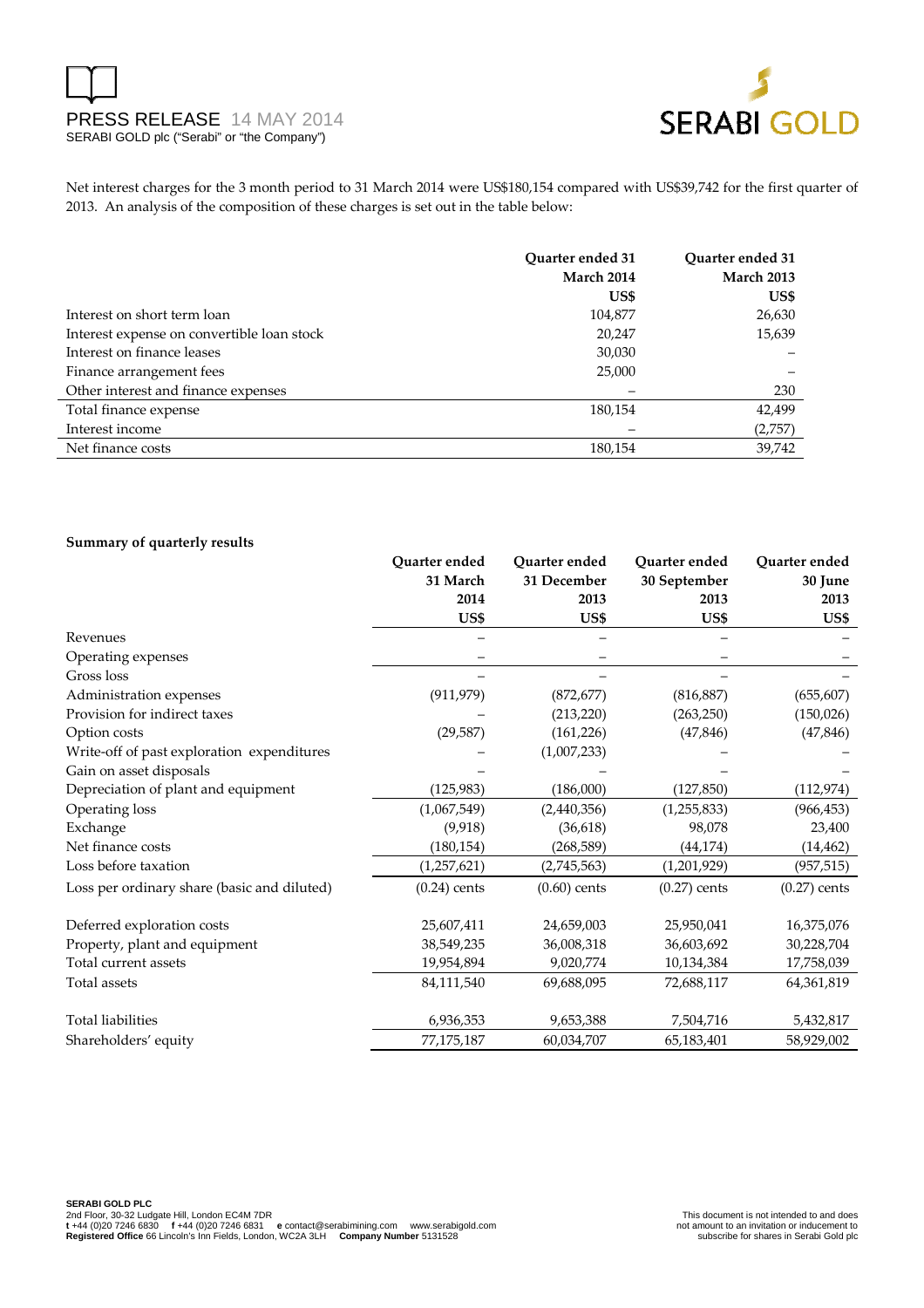Net interest charges for the 3 month period to 31 March 2014 were US$180,154 compared with US$39,742 for the first quarter of 2013. An analysis of the composition of these charges is set out in the table below:

| | Quarter ended 31 March 2014 US$ | Quarter ended 31 March 2013 US$ |
|---|---|---|
| Interest on short term loan | 104,877 | 26,630 |
| Interest expense on convertible loan stock | 20,247 | 15,639 |
| Interest on finance leases | 30,030 | – |
| Finance arrangement fees | 25,000 | – |
| Other interest and finance expenses | – | 230 |
| Total finance expense | 180,154 | 42,499 |
| Interest income | – | (2,757) |
| Net finance costs | 180,154 | 39,742 |

**Summary of quarterly results**

| | Quarter ended 31 March 2014 US$ | Quarter ended 31 December 2013 US$ | Quarter ended 30 September 2013 US$ | Quarter ended 30 June 2013 US$ |
|---|---|---|---|---|
| Revenues | – | – | – | – |
| Operating expenses | – | – | – | – |
| Gross loss | – | – | – | – |
| Administration expenses | (911,979) | (872,677) | (816,887) | (655,607) |
| Provision for indirect taxes | – | (213,220) | (263,250) | (150,026) |
| Option costs | (29,587) | (161,226) | (47,846) | (47,846) |
| Write-off of past exploration expenditures | – | (1,007,233) | – | – |
| Gain on asset disposals | – | – | – | – |
| Depreciation of plant and equipment | (125,983) | (186,000) | (127,850) | (112,974) |
| Operating loss | (1,067,549) | (2,440,356) | (1,255,833) | (966,453) |
| Exchange | (9,918) | (36,618) | 98,078 | 23,400 |
| Net finance costs | (180,154) | (268,589) | (44,174) | (14,462) |
| Loss before taxation | (1,257,621) | (2,745,563) | (1,201,929) | (957,515) |
| Loss per ordinary share (basic and diluted) | (0.24) cents | (0.60) cents | (0.27) cents | (0.27) cents |
| | | | | |
| Deferred exploration costs | 25,607,411 | 24,659,003 | 25,950,041 | 16,375,076 |
| Property, plant and equipment | 38,549,235 | 36,008,318 | 36,603,692 | 30,228,704 |
| Total current assets | 19,954,894 | 9,020,774 | 10,134,384 | 17,758,039 |
| Total assets | 84,111,540 | 69,688,095 | 72,688,117 | 64,361,819 |
| | | | | |
| Total liabilities | 6,936,353 | 9,653,388 | 7,504,716 | 5,432,817 |
| Shareholders' equity | 77,175,187 | 60,034,707 | 65,183,401 | 58,929,002 |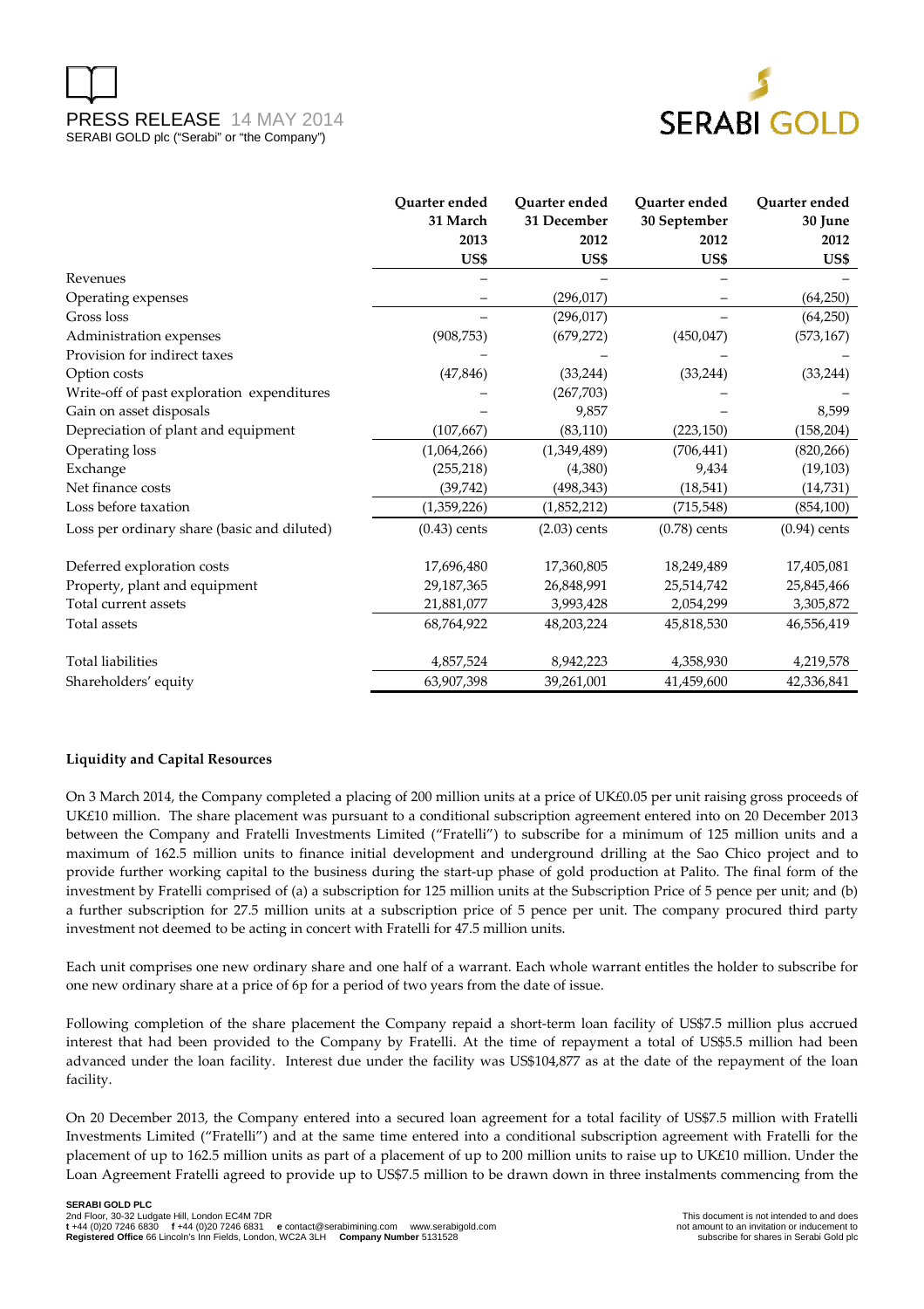| | Quarter ended 31 March 2013 US$ | Quarter ended 31 December 2012 US$ | Quarter ended 30 September 2012 US$ | Quarter ended 30 June 2012 US$ |
|---|---|---|---|---|
| Revenues | – | – | – | – |
| Operating expenses | – | (296,017) | – | (64,250) |
| Gross loss | – | (296,017) | – | (64,250) |
| Administration expenses | (908,753) | (679,272) | (450,047) | (573,167) |
| Provision for indirect taxes | – | – | – | – |
| Option costs | (47,846) | (33,244) | (33,244) | (33,244) |
| Write-off of past exploration expenditures | – | (267,703) | – | – |
| Gain on asset disposals | – | 9,857 | – | 8,599 |
| Depreciation of plant and equipment | (107,667) | (83,110) | (223,150) | (158,204) |
| Operating loss | (1,064,266) | (1,349,489) | (706,441) | (820,266) |
| Exchange | (255,218) | (4,380) | 9,434 | (19,103) |
| Net finance costs | (39,742) | (498,343) | (18,541) | (14,731) |
| Loss before taxation | (1,359,226) | (1,852,212) | (715,548) | (854,100) |
| Loss per ordinary share (basic and diluted) | (0.43) cents | (2.03) cents | (0.78) cents | (0.94) cents |
| Deferred exploration costs | 17,696,480 | 17,360,805 | 18,249,489 | 17,405,081 |
| Property, plant and equipment | 29,187,365 | 26,848,991 | 25,514,742 | 25,845,466 |
| Total current assets | 21,881,077 | 3,993,428 | 2,054,299 | 3,305,872 |
| Total assets | 68,764,922 | 48,203,224 | 45,818,530 | 46,556,419 |
| Total liabilities | 4,857,524 | 8,942,223 | 4,358,930 | 4,219,578 |
| Shareholders' equity | 63,907,398 | 39,261,001 | 41,459,600 | 42,336,841 |

**Liquidity and Capital Resources**

On 3 March 2014, the Company completed a placing of 200 million units at a price of UK£0.05 per unit raising gross proceeds of UK£10 million. The share placement was pursuant to a conditional subscription agreement entered into on 20 December 2013 between the Company and Fratelli Investments Limited ("Fratelli") to subscribe for a minimum of 125 million units and a maximum of 162.5 million units to finance initial development and underground drilling at the Sao Chico project and to provide further working capital to the business during the start-up phase of gold production at Palito. The final form of the investment by Fratelli comprised of (a) a subscription for 125 million units at the Subscription Price of 5 pence per unit; and (b) a further subscription for 27.5 million units at a subscription price of 5 pence per unit. The company procured third party investment not deemed to be acting in concert with Fratelli for 47.5 million units.

Each unit comprises one new ordinary share and one half of a warrant. Each whole warrant entitles the holder to subscribe for one new ordinary share at a price of 6p for a period of two years from the date of issue.

Following completion of the share placement the Company repaid a short-term loan facility of US$7.5 million plus accrued interest that had been provided to the Company by Fratelli. At the time of repayment a total of US$5.5 million had been advanced under the loan facility. Interest due under the facility was US$104,877 as at the date of the repayment of the loan facility.

On 20 December 2013, the Company entered into a secured loan agreement for a total facility of US$7.5 million with Fratelli Investments Limited ("Fratelli") and at the same time entered into a conditional subscription agreement with Fratelli for the placement of up to 162.5 million units as part of a placement of up to 200 million units to raise up to UK£10 million. Under the Loan Agreement Fratelli agreed to provide up to US$7.5 million to be drawn down in three instalments commencing from the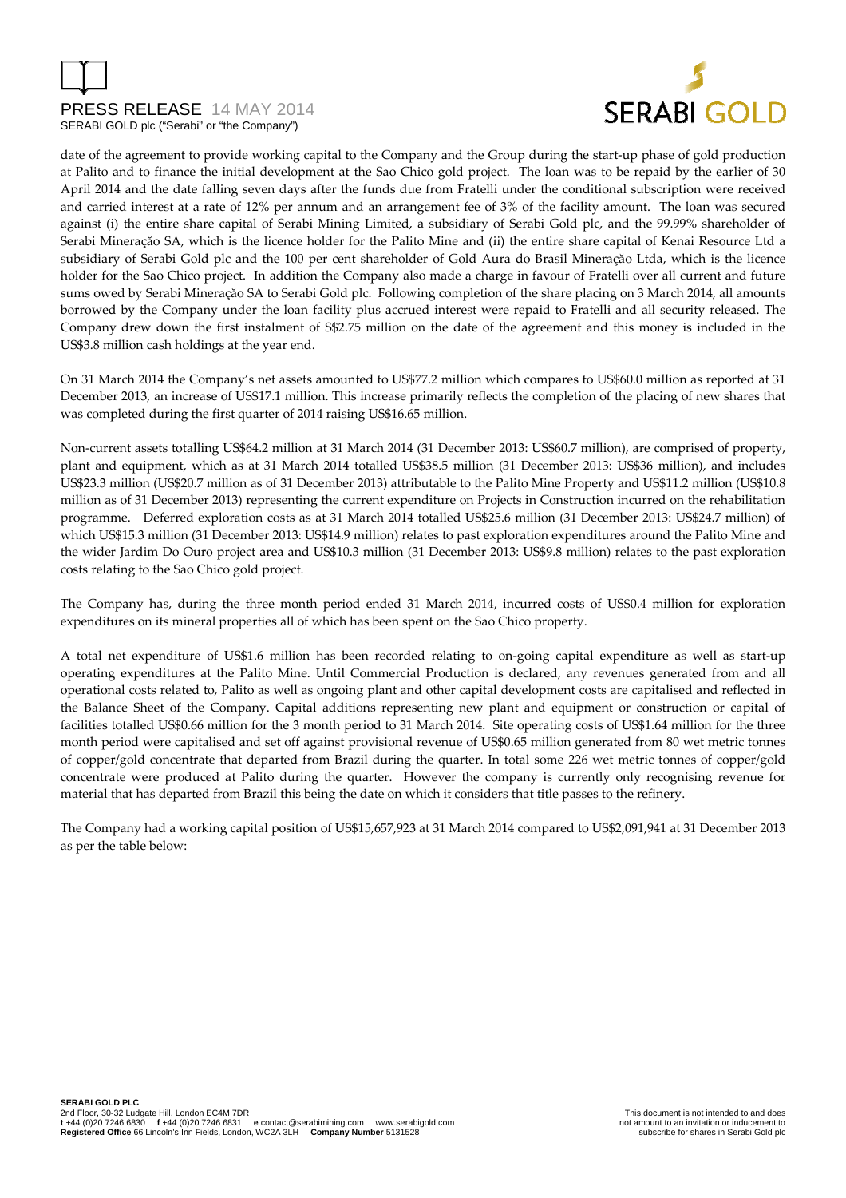date of the agreement to provide working capital to the Company and the Group during the start-up phase of gold production at Palito and to finance the initial development at the Sao Chico gold project. The loan was to be repaid by the earlier of 30 April 2014 and the date falling seven days after the funds due from Fratelli under the conditional subscription were received and carried interest at a rate of 12% per annum and an arrangement fee of 3% of the facility amount. The loan was secured against (i) the entire share capital of Serabi Mining Limited, a subsidiary of Serabi Gold plc, and the 99.99% shareholder of Serabi Mineração SA, which is the licence holder for the Palito Mine and (ii) the entire share capital of Kenai Resource Ltd a subsidiary of Serabi Gold plc and the 100 per cent shareholder of Gold Aura do Brasil Mineração Ltda, which is the licence holder for the Sao Chico project. In addition the Company also made a charge in favour of Fratelli over all current and future sums owed by Serabi Mineração SA to Serabi Gold plc. Following completion of the share placing on 3 March 2014, all amounts borrowed by the Company under the loan facility plus accrued interest were repaid to Fratelli and all security released. The Company drew down the first instalment of S$2.75 million on the date of the agreement and this money is included in the US$3.8 million cash holdings at the year end.

On 31 March 2014 the Company's net assets amounted to US$77.2 million which compares to US$60.0 million as reported at 31 December 2013, an increase of US$17.1 million. This increase primarily reflects the completion of the placing of new shares that was completed during the first quarter of 2014 raising US$16.65 million.

Non-current assets totalling US$64.2 million at 31 March 2014 (31 December 2013: US$60.7 million), are comprised of property, plant and equipment, which as at 31 March 2014 totalled US$38.5 million (31 December 2013: US$36 million), and includes US$23.3 million (US$20.7 million as of 31 December 2013) attributable to the Palito Mine Property and US$11.2 million (US$10.8 million as of 31 December 2013) representing the current expenditure on Projects in Construction incurred on the rehabilitation programme. Deferred exploration costs as at 31 March 2014 totalled US$25.6 million (31 December 2013: US$24.7 million) of which US$15.3 million (31 December 2013: US$14.9 million) relates to past exploration expenditures around the Palito Mine and the wider Jardim Do Ouro project area and US$10.3 million (31 December 2013: US$9.8 million) relates to the past exploration costs relating to the Sao Chico gold project.

The Company has, during the three month period ended 31 March 2014, incurred costs of US$0.4 million for exploration expenditures on its mineral properties all of which has been spent on the Sao Chico property.

A total net expenditure of US$1.6 million has been recorded relating to on-going capital expenditure as well as start-up operating expenditures at the Palito Mine. Until Commercial Production is declared, any revenues generated from and all operational costs related to, Palito as well as ongoing plant and other capital development costs are capitalised and reflected in the Balance Sheet of the Company. Capital additions representing new plant and equipment or construction or capital of facilities totalled US$0.66 million for the 3 month period to 31 March 2014. Site operating costs of US$1.64 million for the three month period were capitalised and set off against provisional revenue of US$0.65 million generated from 80 wet metric tonnes of copper/gold concentrate that departed from Brazil during the quarter. In total some 226 wet metric tonnes of copper/gold concentrate were produced at Palito during the quarter. However the company is currently only recognising revenue for material that has departed from Brazil this being the date on which it considers that title passes to the refinery.

The Company had a working capital position of US$15,657,923 at 31 March 2014 compared to US$2,091,941 at 31 December 2013 as per the table below: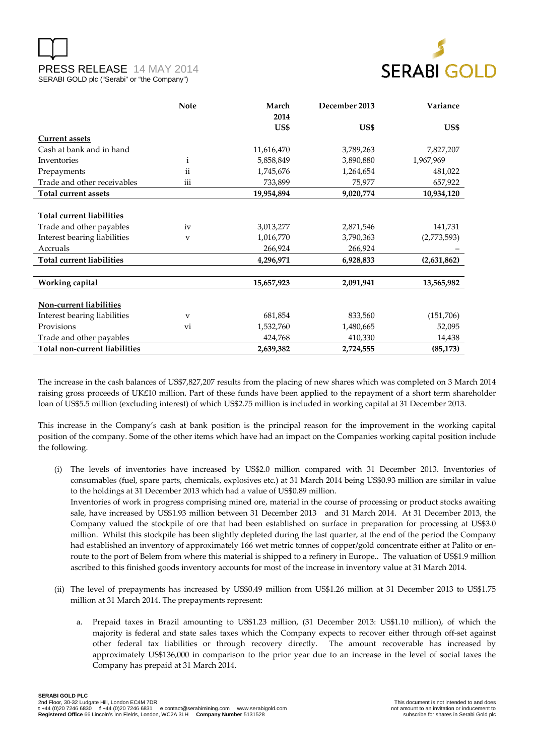| | Note | March 2014 | December 2013 | Variance |
|---|---|---|---|---|
| | | US$ | US$ | US$ |
| **Current assets** | | | | |
| Cash at bank and in hand | | 11,616,470 | 3,789,263 | 7,827,207 |
| Inventories | i | 5,858,849 | 3,890,880 | 1,967,969 |
| Prepayments | ii | 1,745,676 | 1,264,654 | 481,022 |
| Trade and other receivables | iii | 733,899 | 75,977 | 657,922 |
| **Total current assets** | | **19,954,894** | **9,020,774** | **10,934,120** |
| | | | | |
| **Total current liabilities** | | | | |
| Trade and other payables | iv | 3,013,277 | 2,871,546 | 141,731 |
| Interest bearing liabilities | v | 1,016,770 | 3,790,363 | (2,773,593) |
| Accruals | | 266,924 | 266,924 | – |
| **Total current liabilities** | | **4,296,971** | **6,928,833** | **(2,631,862)** |
| | | | | |
| **Working capital** | | **15,657,923** | **2,091,941** | **13,565,982** |
| | | | | |
| **Non-current liabilities** | | | | |
| Interest bearing liabilities | v | 681,854 | 833,560 | (151,706) |
| Provisions | vi | 1,532,760 | 1,480,665 | 52,095 |
| Trade and other payables | | 424,768 | 410,330 | 14,438 |
| **Total non-current liabilities** | | **2,639,382** | **2,724,555** | **(85,173)** |

The increase in the cash balances of US$7,827,207 results from the placing of new shares which was completed on 3 March 2014 raising gross proceeds of UK£10 million. Part of these funds have been applied to the repayment of a short term shareholder loan of US$5.5 million (excluding interest) of which US$2.75 million is included in working capital at 31 December 2013.

This increase in the Company's cash at bank position is the principal reason for the improvement in the working capital position of the company. Some of the other items which have had an impact on the Companies working capital position include the following.

(i) The levels of inventories have increased by US$2.0 million compared with 31 December 2013. Inventories of consumables (fuel, spare parts, chemicals, explosives etc.) at 31 March 2014 being US$0.93 million are similar in value to the holdings at 31 December 2013 which had a value of US$0.89 million.
Inventories of work in progress comprising mined ore, material in the course of processing or product stocks awaiting sale, have increased by US$1.93 million between 31 December 2013 and 31 March 2014. At 31 December 2013, the Company valued the stockpile of ore that had been established on surface in preparation for processing at US$3.0 million. Whilst this stockpile has been slightly depleted during the last quarter, at the end of the period the Company had established an inventory of approximately 166 wet metric tonnes of copper/gold concentrate either at Palito or en-route to the port of Belem from where this material is shipped to a refinery in Europe.. The valuation of US$1.9 million ascribed to this finished goods inventory accounts for most of the increase in inventory value at 31 March 2014.

(ii) The level of prepayments has increased by US$0.49 million from US$1.26 million at 31 December 2013 to US$1.75 million at 31 March 2014. The prepayments represent:

   a. Prepaid taxes in Brazil amounting to US$1.23 million, (31 December 2013: US$1.10 million), of which the majority is federal and state sales taxes which the Company expects to recover either through off-set against other federal tax liabilities or through recovery directly. The amount recoverable has increased by approximately US$136,000 in comparison to the prior year due to an increase in the level of social taxes the Company has prepaid at 31 March 2014.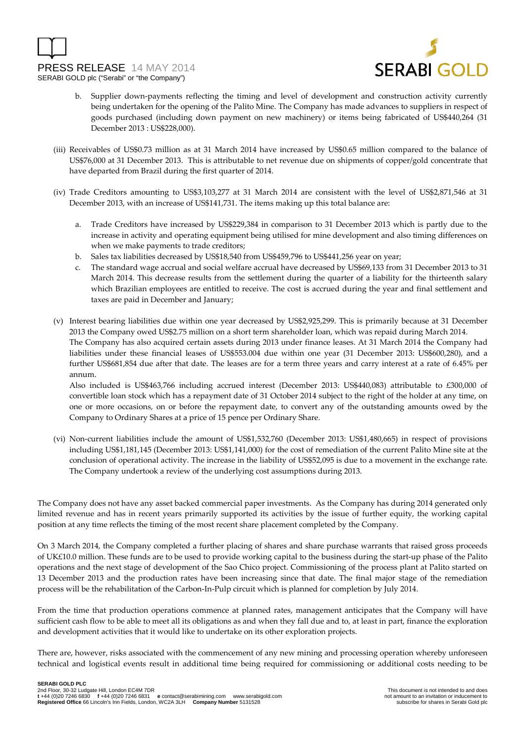b. Supplier down-payments reflecting the timing and level of development and construction activity currently being undertaken for the opening of the Palito Mine. The Company has made advances to suppliers in respect of goods purchased (including down payment on new machinery) or items being fabricated of US$440,264 (31 December 2013 : US$228,000).

(iii) Receivables of US$0.73 million as at 31 March 2014 have increased by US$0.65 million compared to the balance of US$76,000 at 31 December 2013. This is attributable to net revenue due on shipments of copper/gold concentrate that have departed from Brazil during the first quarter of 2014.

(iv) Trade Creditors amounting to US$3,103,277 at 31 March 2014 are consistent with the level of US$2,871,546 at 31 December 2013, with an increase of US$141,731. The items making up this total balance are:

  a. Trade Creditors have increased by US$229,384 in comparison to 31 December 2013 which is partly due to the increase in activity and operating equipment being utilised for mine development and also timing differences on when we make payments to trade creditors;
  b. Sales tax liabilities decreased by US$18,540 from US$459,796 to US$441,256 year on year;
  c. The standard wage accrual and social welfare accrual have decreased by US$69,133 from 31 December 2013 to 31 March 2014. This decrease results from the settlement during the quarter of a liability for the thirteenth salary which Brazilian employees are entitled to receive. The cost is accrued during the year and final settlement and taxes are paid in December and January;

(v) Interest bearing liabilities due within one year decreased by US$2,925,299. This is primarily because at 31 December 2013 the Company owed US$2.75 million on a short term shareholder loan, which was repaid during March 2014.
The Company has also acquired certain assets during 2013 under finance leases. At 31 March 2014 the Company had liabilities under these financial leases of US$553.004 due within one year (31 December 2013: US$600,280), and a further US$681,854 due after that date. The leases are for a term three years and carry interest at a rate of 6.45% per annum.
Also included is US$463,766 including accrued interest (December 2013: US$440,083) attributable to £300,000 of convertible loan stock which has a repayment date of 31 October 2014 subject to the right of the holder at any time, on one or more occasions, on or before the repayment date, to convert any of the outstanding amounts owed by the Company to Ordinary Shares at a price of 15 pence per Ordinary Share.

(vi) Non-current liabilities include the amount of US$1,532,760 (December 2013: US$1,480,665) in respect of provisions including US$1,181,145 (December 2013: US$1,141,000) for the cost of remediation of the current Palito Mine site at the conclusion of operational activity. The increase in the liability of US$52,095 is due to a movement in the exchange rate. The Company undertook a review of the underlying cost assumptions during 2013.

The Company does not have any asset backed commercial paper investments. As the Company has during 2014 generated only limited revenue and has in recent years primarily supported its activities by the issue of further equity, the working capital position at any time reflects the timing of the most recent share placement completed by the Company.

On 3 March 2014, the Company completed a further placing of shares and share purchase warrants that raised gross proceeds of UK£10.0 million. These funds are to be used to provide working capital to the business during the start-up phase of the Palito operations and the next stage of development of the Sao Chico project. Commissioning of the process plant at Palito started on 13 December 2013 and the production rates have been increasing since that date. The final major stage of the remediation process will be the rehabilitation of the Carbon-In-Pulp circuit which is planned for completion by July 2014.

From the time that production operations commence at planned rates, management anticipates that the Company will have sufficient cash flow to be able to meet all its obligations as and when they fall due and to, at least in part, finance the exploration and development activities that it would like to undertake on its other exploration projects.

There are, however, risks associated with the commencement of any new mining and processing operation whereby unforeseen technical and logistical events result in additional time being required for commissioning or additional costs needing to be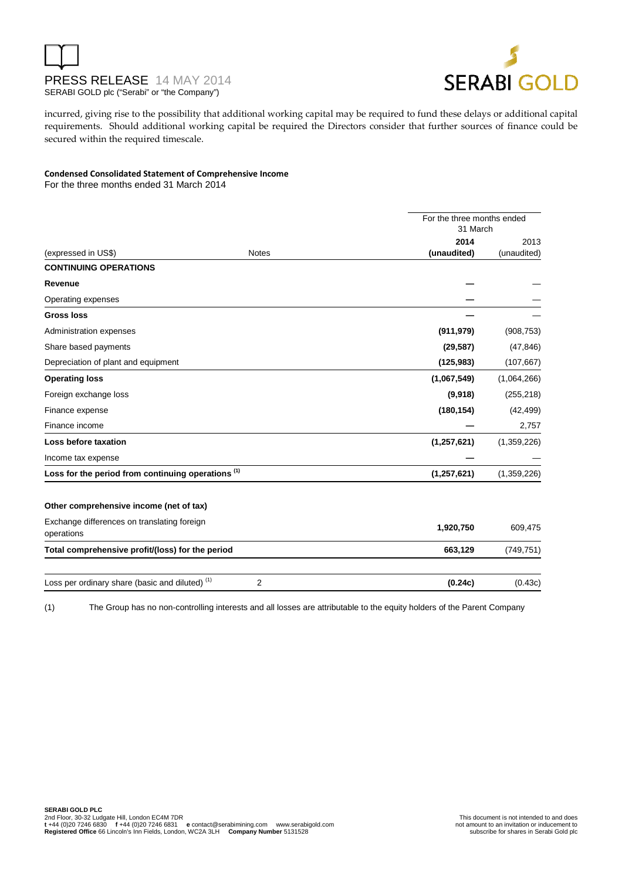incurred, giving rise to the possibility that additional working capital may be required to fund these delays or additional capital requirements. Should additional working capital be required the Directors consider that further sources of finance could be secured within the required timescale.

**Condensed Consolidated Statement of Comprehensive Income**
For the three months ended 31 March 2014

| | | For the three months ended 31 March | |
|---|---|---|---|
| (expressed in US$) | Notes | **2014 (unaudited)** | 2013 (unaudited) |
| **CONTINUING OPERATIONS** | | | |
| **Revenue** | | **—** | — |
| Operating expenses | | **—** | — |
| **Gross loss** | | **—** | — |
| Administration expenses | | **(911,979)** | (908,753) |
| Share based payments | | **(29,587)** | (47,846) |
| Depreciation of plant and equipment | | **(125,983)** | (107,667) |
| **Operating loss** | | **(1,067,549)** | (1,064,266) |
| Foreign exchange loss | | **(9,918)** | (255,218) |
| Finance expense | | **(180,154)** | (42,499) |
| Finance income | | **—** | 2,757 |
| **Loss before taxation** | | **(1,257,621)** | (1,359,226) |
| Income tax expense | | **—** | — |
| **Loss for the period from continuing operations (1)** | | **(1,257,621)** | (1,359,226) |
| | | | |
| **Other comprehensive income (net of tax)** | | | |
| Exchange differences on translating foreign operations | | **1,920,750** | 609,475 |
| **Total comprehensive profit/(loss) for the period** | | **663,129** | (749,751) |
| | | | |
| Loss per ordinary share (basic and diluted) (1) | 2 | **(0.24c)** | (0.43c) |

(1) The Group has no non-controlling interests and all losses are attributable to the equity holders of the Parent Company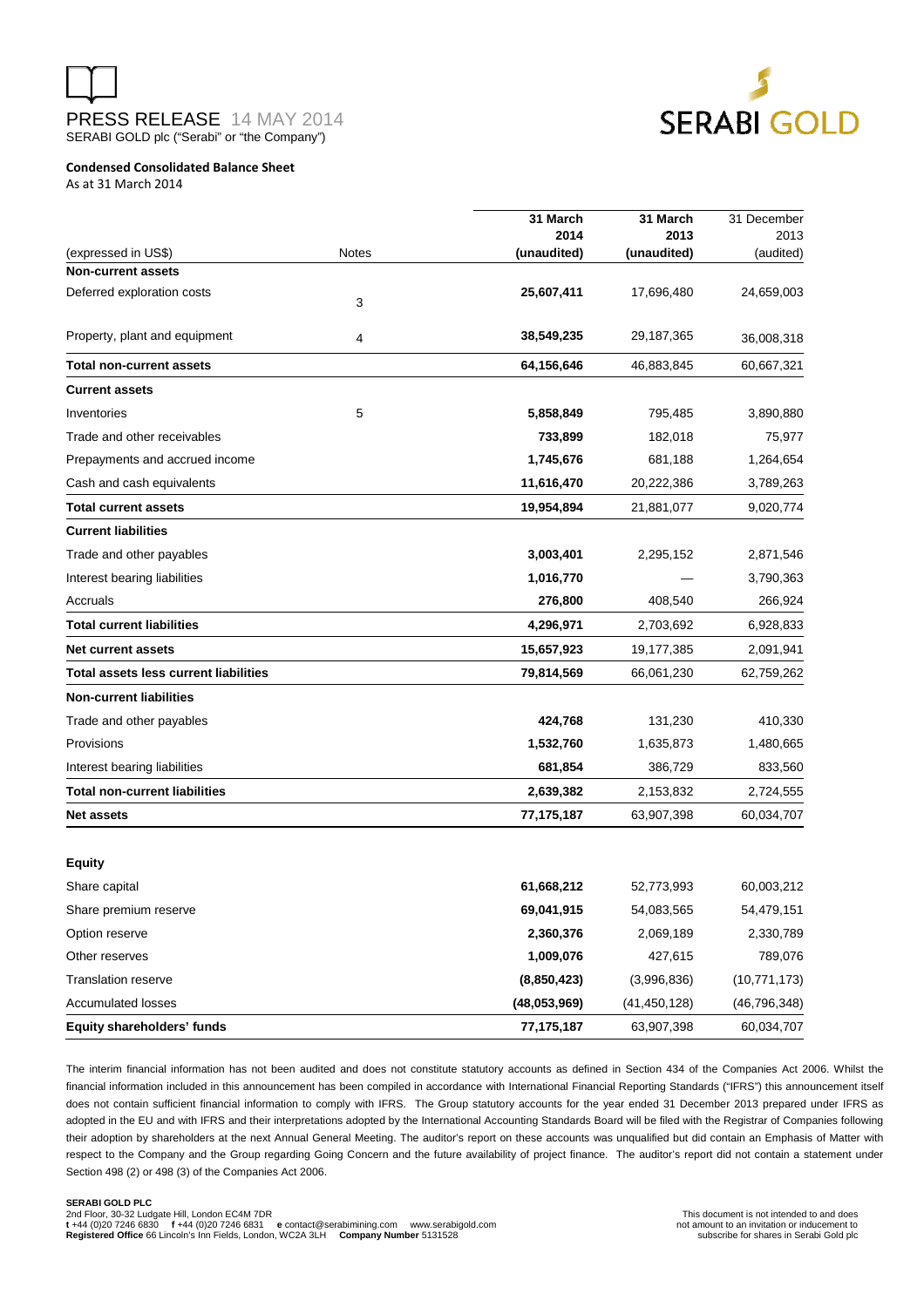## Condensed Consolidated Balance Sheet

As at 31 March 2014

| (expressed in US$) | Notes | 31 March 2014 (unaudited) | 31 March 2013 (unaudited) | 31 December 2013 (audited) |
|---|---|---|---|---|
| **Non-current assets** | | | | |
| Deferred exploration costs | 3 | **25,607,411** | 17,696,480 | 24,659,003 |
| Property, plant and equipment | 4 | **38,549,235** | 29,187,365 | 36,008,318 |
| **Total non-current assets** | | **64,156,646** | 46,883,845 | 60,667,321 |
| **Current assets** | | | | |
| Inventories | 5 | **5,858,849** | 795,485 | 3,890,880 |
| Trade and other receivables | | **733,899** | 182,018 | 75,977 |
| Prepayments and accrued income | | **1,745,676** | 681,188 | 1,264,654 |
| Cash and cash equivalents | | **11,616,470** | 20,222,386 | 3,789,263 |
| **Total current assets** | | **19,954,894** | 21,881,077 | 9,020,774 |
| **Current liabilities** | | | | |
| Trade and other payables | | **3,003,401** | 2,295,152 | 2,871,546 |
| Interest bearing liabilities | | **1,016,770** | — | 3,790,363 |
| Accruals | | **276,800** | 408,540 | 266,924 |
| **Total current liabilities** | | **4,296,971** | 2,703,692 | 6,928,833 |
| **Net current assets** | | **15,657,923** | 19,177,385 | 2,091,941 |
| **Total assets less current liabilities** | | **79,814,569** | 66,061,230 | 62,759,262 |
| **Non-current liabilities** | | | | |
| Trade and other payables | | **424,768** | 131,230 | 410,330 |
| Provisions | | **1,532,760** | 1,635,873 | 1,480,665 |
| Interest bearing liabilities | | **681,854** | 386,729 | 833,560 |
| **Total non-current liabilities** | | **2,639,382** | 2,153,832 | 2,724,555 |
| **Net assets** | | **77,175,187** | 63,907,398 | 60,034,707 |
| | | | | |
| **Equity** | | | | |
| Share capital | | **61,668,212** | 52,773,993 | 60,003,212 |
| Share premium reserve | | **69,041,915** | 54,083,565 | 54,479,151 |
| Option reserve | | **2,360,376** | 2,069,189 | 2,330,789 |
| Other reserves | | **1,009,076** | 427,615 | 789,076 |
| Translation reserve | | **(8,850,423)** | (3,996,836) | (10,771,173) |
| Accumulated losses | | **(48,053,969)** | (41,450,128) | (46,796,348) |
| **Equity shareholders' funds** | | **77,175,187** | 63,907,398 | 60,034,707 |

The interim financial information has not been audited and does not constitute statutory accounts as defined in Section 434 of the Companies Act 2006. Whilst the financial information included in this announcement has been compiled in accordance with International Financial Reporting Standards ("IFRS") this announcement itself does not contain sufficient financial information to comply with IFRS. The Group statutory accounts for the year ended 31 December 2013 prepared under IFRS as adopted in the EU and with IFRS and their interpretations adopted by the International Accounting Standards Board will be filed with the Registrar of Companies following their adoption by shareholders at the next Annual General Meeting. The auditor's report on these accounts was unqualified but did contain an Emphasis of Matter with respect to the Company and the Group regarding Going Concern and the future availability of project finance. The auditor's report did not contain a statement under Section 498 (2) or 498 (3) of the Companies Act 2006.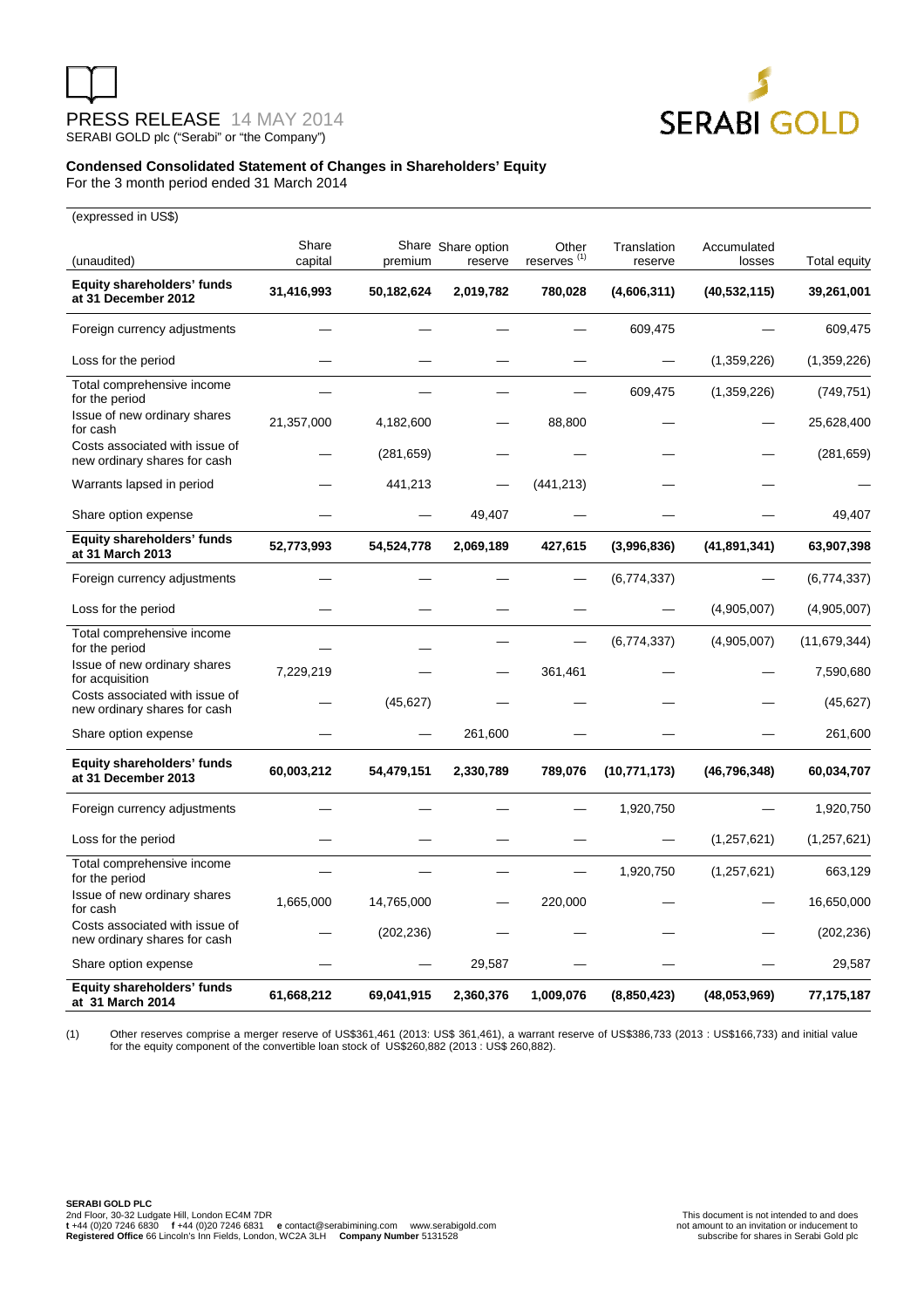PRESS RELEASE 14 MAY 2014

SERABI GOLD plc ("Serabi" or "the Company")

**Condensed Consolidated Statement of Changes in Shareholders' Equity**

For the 3 month period ended 31 March 2014

(expressed in US$)

| (unaudited) | Share capital | Share premium | Share option reserve | Other reserves [(1)] | Translation reserve | Accumulated losses | Total equity |
|---|---|---|---|---|---|---|---|
| **Equity shareholders' funds at 31 December 2012** | **31,416,993** | **50,182,624** | **2,019,782** | **780,028** | **(4,606,311)** | **(40,532,115)** | **39,261,001** |
| Foreign currency adjustments | — | — | — | — | 609,475 | — | 609,475 |
| Loss for the period | — | — | — | — | — | (1,359,226) | (1,359,226) |
| Total comprehensive income for the period | — | — | — | — | 609,475 | (1,359,226) | (749,751) |
| Issue of new ordinary shares for cash | 21,357,000 | 4,182,600 | — | 88,800 | — | — | 25,628,400 |
| Costs associated with issue of new ordinary shares for cash | — | (281,659) | — | — | — | — | (281,659) |
| Warrants lapsed in period | — | 441,213 | — | (441,213) | — | — | — |
| Share option expense | — | — | 49,407 | — | — | — | 49,407 |
| **Equity shareholders' funds at 31 March 2013** | **52,773,993** | **54,524,778** | **2,069,189** | **427,615** | **(3,996,836)** | **(41,891,341)** | **63,907,398** |
| Foreign currency adjustments | — | — | — | — | (6,774,337) | — | (6,774,337) |
| Loss for the period | — | — | — | — | — | (4,905,007) | (4,905,007) |
| Total comprehensive income for the period | — | — | — | — | (6,774,337) | (4,905,007) | (11,679,344) |
| Issue of new ordinary shares for acquisition | 7,229,219 | — | — | 361,461 | — | — | 7,590,680 |
| Costs associated with issue of new ordinary shares for cash | — | (45,627) | — | — | — | — | (45,627) |
| Share option expense | — | — | 261,600 | — | — | — | 261,600 |
| **Equity shareholders' funds at 31 December 2013** | **60,003,212** | **54,479,151** | **2,330,789** | **789,076** | **(10,771,173)** | **(46,796,348)** | **60,034,707** |
| Foreign currency adjustments | — | — | — | — | 1,920,750 | — | 1,920,750 |
| Loss for the period | — | — | — | — | — | (1,257,621) | (1,257,621) |
| Total comprehensive income for the period | — | — | — | — | 1,920,750 | (1,257,621) | 663,129 |
| Issue of new ordinary shares for cash | 1,665,000 | 14,765,000 | — | 220,000 | — | — | 16,650,000 |
| Costs associated with issue of new ordinary shares for cash | — | (202,236) | — | — | — | — | (202,236) |
| Share option expense | — | — | 29,587 | — | — | — | 29,587 |
| **Equity shareholders' funds at 31 March 2014** | **61,668,212** | **69,041,915** | **2,360,376** | **1,009,076** | **(8,850,423)** | **(48,053,969)** | **77,175,187** |

(1) Other reserves comprise a merger reserve of US$361,461 (2013: US$ 361,461), a warrant reserve of US$386,733 (2013 : US$166,733) and initial value for the equity component of the convertible loan stock of US$260,882 (2013 : US$ 260,882).

**SERABI GOLD PLC**
2nd Floor, 30-32 Ludgate Hill, London EC4M 7DR
**t** +44 (0)20 7246 6830 **f** +44 (0)20 7246 6831 **e** contact@serabimining.com www.serabigold.com
**Registered Office** 66 Lincoln's Inn Fields, London, WC2A 3LH **Company Number** 5131528

This document is not intended to and does not amount to an invitation or inducement to subscribe for shares in Serabi Gold plc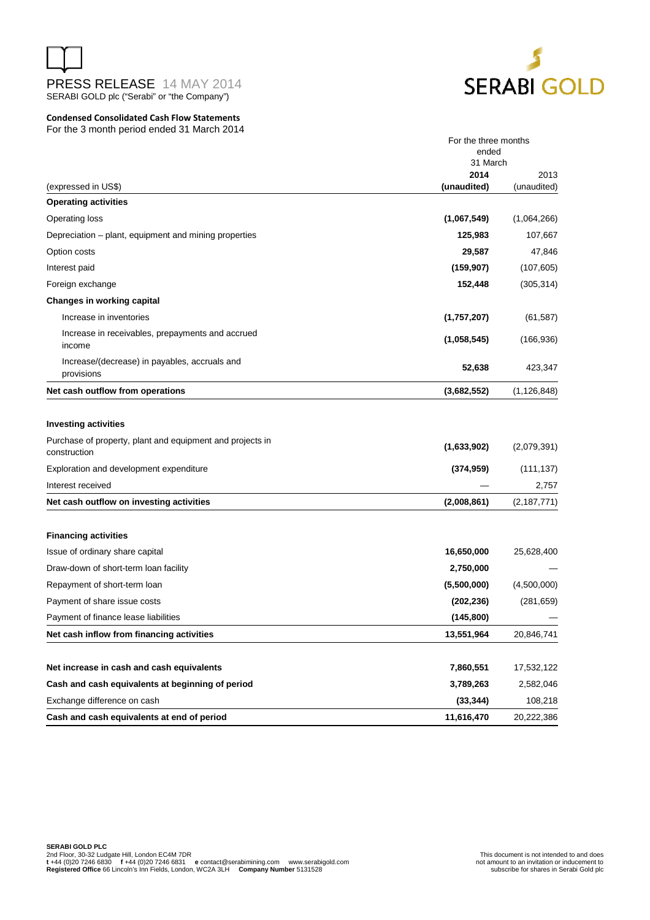PRESS RELEASE 14 MAY 2014

SERABI GOLD plc ("Serabi" or "the Company")

**Condensed Consolidated Cash Flow Statements**

For the 3 month period ended 31 March 2014

| (expressed in US$) | For the three months ended 31 March 2014 (unaudited) | 2013 (unaudited) |
|---|---|---|
| **Operating activities** | | |
| Operating loss | **(1,067,549)** | (1,064,266) |
| Depreciation – plant, equipment and mining properties | **125,983** | 107,667 |
| Option costs | **29,587** | 47,846 |
| Interest paid | **(159,907)** | (107,605) |
| Foreign exchange | **152,448** | (305,314) |
| **Changes in working capital** | | |
| Increase in inventories | **(1,757,207)** | (61,587) |
| Increase in receivables, prepayments and accrued income | **(1,058,545)** | (166,936) |
| Increase/(decrease) in payables, accruals and provisions | **52,638** | 423,347 |
| **Net cash outflow from operations** | **(3,682,552)** | (1,126,848) |
| | | |
| **Investing activities** | | |
| Purchase of property, plant and equipment and projects in construction | **(1,633,902)** | (2,079,391) |
| Exploration and development expenditure | **(374,959)** | (111,137) |
| Interest received | — | 2,757 |
| **Net cash outflow on investing activities** | **(2,008,861)** | (2,187,771) |
| | | |
| **Financing activities** | | |
| Issue of ordinary share capital | **16,650,000** | 25,628,400 |
| Draw-down of short-term loan facility | **2,750,000** | — |
| Repayment of short-term loan | **(5,500,000)** | (4,500,000) |
| Payment of share issue costs | **(202,236)** | (281,659) |
| Payment of finance lease liabilities | **(145,800)** | — |
| **Net cash inflow from financing activities** | **13,551,964** | 20,846,741 |
| | | |
| **Net increase in cash and cash equivalents** | **7,860,551** | 17,532,122 |
| **Cash and cash equivalents at beginning of period** | **3,789,263** | 2,582,046 |
| Exchange difference on cash | **(33,344)** | 108,218 |
| **Cash and cash equivalents at end of period** | **11,616,470** | 20,222,386 |

**SERABI GOLD PLC**
2nd Floor, 30-32 Ludgate Hill, London EC4M 7DR
**t** +44 (0)20 7246 6830 **f** +44 (0)20 7246 6831 **e** contact@serabimining.com www.serabigold.com
**Registered Office** 66 Lincoln's Inn Fields, London, WC2A 3LH **Company Number** 5131528

This document is not intended to and does not amount to an invitation or inducement to subscribe for shares in Serabi Gold plc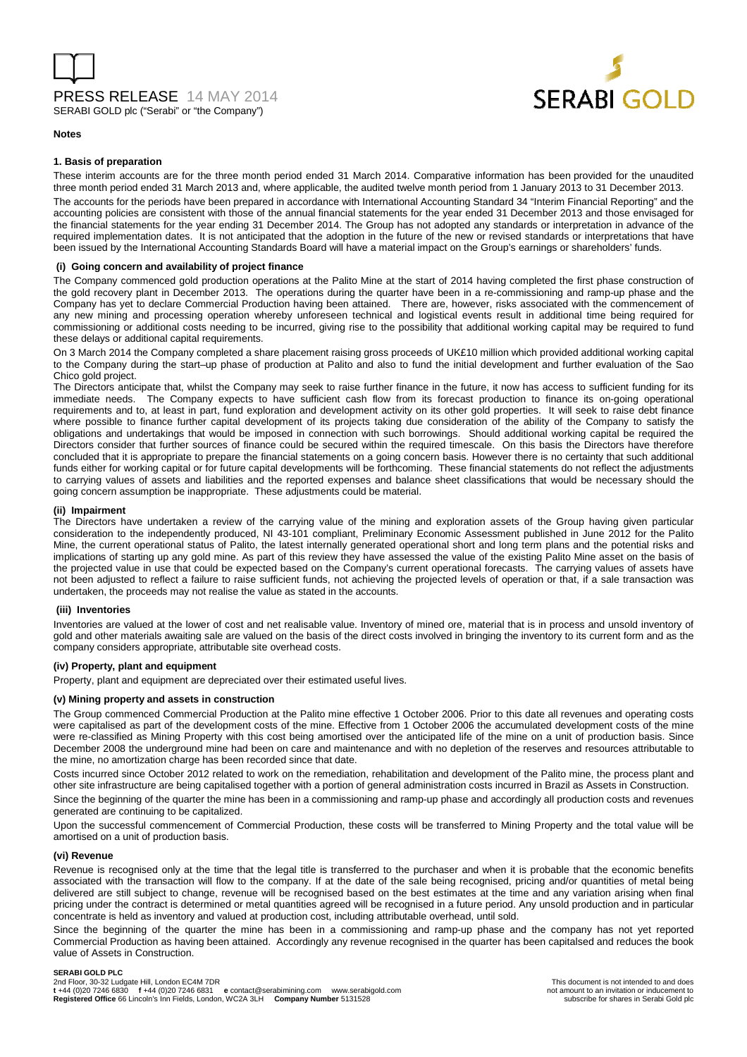## Notes

### 1. Basis of preparation

These interim accounts are for the three month period ended 31 March 2014. Comparative information has been provided for the unaudited three month period ended 31 March 2013 and, where applicable, the audited twelve month period from 1 January 2013 to 31 December 2013.

The accounts for the periods have been prepared in accordance with International Accounting Standard 34 "Interim Financial Reporting" and the accounting policies are consistent with those of the annual financial statements for the year ended 31 December 2013 and those envisaged for the financial statements for the year ending 31 December 2014. The Group has not adopted any standards or interpretation in advance of the required implementation dates. It is not anticipated that the adoption in the future of the new or revised standards or interpretations that have been issued by the International Accounting Standards Board will have a material impact on the Group's earnings or shareholders' funds.

#### (i) Going concern and availability of project finance

The Company commenced gold production operations at the Palito Mine at the start of 2014 having completed the first phase construction of the gold recovery plant in December 2013. The operations during the quarter have been in a re-commissioning and ramp-up phase and the Company has yet to declare Commercial Production having been attained. There are, however, risks associated with the commencement of any new mining and processing operation whereby unforeseen technical and logistical events result in additional time being required for commissioning or additional costs needing to be incurred, giving rise to the possibility that additional working capital may be required to fund these delays or additional capital requirements.

On 3 March 2014 the Company completed a share placement raising gross proceeds of UK£10 million which provided additional working capital to the Company during the start–up phase of production at Palito and also to fund the initial development and further evaluation of the Sao Chico gold project.

The Directors anticipate that, whilst the Company may seek to raise further finance in the future, it now has access to sufficient funding for its immediate needs. The Company expects to have sufficient cash flow from its forecast production to finance its on-going operational requirements and to, at least in part, fund exploration and development activity on its other gold properties. It will seek to raise debt finance where possible to finance further capital development of its projects taking due consideration of the ability of the Company to satisfy the obligations and undertakings that would be imposed in connection with such borrowings. Should additional working capital be required the Directors consider that further sources of finance could be secured within the required timescale. On this basis the Directors have therefore concluded that it is appropriate to prepare the financial statements on a going concern basis. However there is no certainty that such additional funds either for working capital or for future capital developments will be forthcoming. These financial statements do not reflect the adjustments to carrying values of assets and liabilities and the reported expenses and balance sheet classifications that would be necessary should the going concern assumption be inappropriate. These adjustments could be material.

#### (ii) Impairment

The Directors have undertaken a review of the carrying value of the mining and exploration assets of the Group having given particular consideration to the independently produced, NI 43-101 compliant, Preliminary Economic Assessment published in June 2012 for the Palito Mine, the current operational status of Palito, the latest internally generated operational short and long term plans and the potential risks and implications of starting up any gold mine. As part of this review they have assessed the value of the existing Palito Mine asset on the basis of the projected value in use that could be expected based on the Company's current operational forecasts. The carrying values of assets have not been adjusted to reflect a failure to raise sufficient funds, not achieving the projected levels of operation or that, if a sale transaction was undertaken, the proceeds may not realise the value as stated in the accounts.

#### (iii) Inventories

Inventories are valued at the lower of cost and net realisable value. Inventory of mined ore, material that is in process and unsold inventory of gold and other materials awaiting sale are valued on the basis of the direct costs involved in bringing the inventory to its current form and as the company considers appropriate, attributable site overhead costs.

#### (iv) Property, plant and equipment

Property, plant and equipment are depreciated over their estimated useful lives.

#### (v) Mining property and assets in construction

The Group commenced Commercial Production at the Palito mine effective 1 October 2006. Prior to this date all revenues and operating costs were capitalised as part of the development costs of the mine. Effective from 1 October 2006 the accumulated development costs of the mine were re-classified as Mining Property with this cost being amortised over the anticipated life of the mine on a unit of production basis. Since December 2008 the underground mine had been on care and maintenance and with no depletion of the reserves and resources attributable to the mine, no amortization charge has been recorded since that date.

Costs incurred since October 2012 related to work on the remediation, rehabilitation and development of the Palito mine, the process plant and other site infrastructure are being capitalised together with a portion of general administration costs incurred in Brazil as Assets in Construction.

Since the beginning of the quarter the mine has been in a commissioning and ramp-up phase and accordingly all production costs and revenues generated are continuing to be capitalized.

Upon the successful commencement of Commercial Production, these costs will be transferred to Mining Property and the total value will be amortised on a unit of production basis.

#### (vi) Revenue

Revenue is recognised only at the time that the legal title is transferred to the purchaser and when it is probable that the economic benefits associated with the transaction will flow to the company. If at the date of the sale being recognised, pricing and/or quantities of metal being delivered are still subject to change, revenue will be recognised based on the best estimates at the time and any variation arising when final pricing under the contract is determined or metal quantities agreed will be recognised in a future period. Any unsold production and in particular concentrate is held as inventory and valued at production cost, including attributable overhead, until sold.

Since the beginning of the quarter the mine has been in a commissioning and ramp-up phase and the company has not yet reported Commercial Production as having been attained. Accordingly any revenue recognised in the quarter has been capitalsed and reduces the book value of Assets in Construction.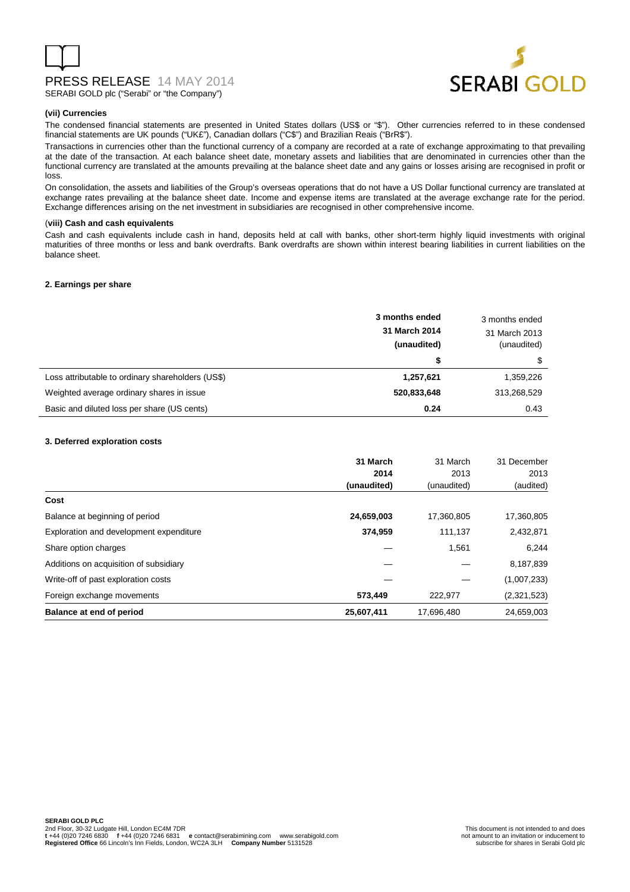**(vii) Currencies**

The condensed financial statements are presented in United States dollars (US$ or "$"). Other currencies referred to in these condensed financial statements are UK pounds ("UK£"), Canadian dollars ("C$") and Brazilian Reais ("BrR$").

Transactions in currencies other than the functional currency of a company are recorded at a rate of exchange approximating to that prevailing at the date of the transaction. At each balance sheet date, monetary assets and liabilities that are denominated in currencies other than the functional currency are translated at the amounts prevailing at the balance sheet date and any gains or losses arising are recognised in profit or loss.

On consolidation, the assets and liabilities of the Group's overseas operations that do not have a US Dollar functional currency are translated at exchange rates prevailing at the balance sheet date. Income and expense items are translated at the average exchange rate for the period. Exchange differences arising on the net investment in subsidiaries are recognised in other comprehensive income.

**(viii) Cash and cash equivalents**

Cash and cash equivalents include cash in hand, deposits held at call with banks, other short-term highly liquid investments with original maturities of three months or less and bank overdrafts. Bank overdrafts are shown within interest bearing liabilities in current liabilities on the balance sheet.

**2. Earnings per share**

| | **3 months ended 31 March 2014 (unaudited)** | 3 months ended 31 March 2013 (unaudited) |
|---|---|---|
| | **$** | $ |
| Loss attributable to ordinary shareholders (US$) | **1,257,621** | 1,359,226 |
| Weighted average ordinary shares in issue | **520,833,648** | 313,268,529 |
| Basic and diluted loss per share (US cents) | **0.24** | 0.43 |

**3. Deferred exploration costs**

| | **31 March 2014 (unaudited)** | 31 March 2013 (unaudited) | 31 December 2013 (audited) |
|---|---|---|---|
| **Cost** | | | |
| Balance at beginning of period | **24,659,003** | 17,360,805 | 17,360,805 |
| Exploration and development expenditure | **374,959** | 111,137 | 2,432,871 |
| Share option charges | — | 1,561 | 6,244 |
| Additions on acquisition of subsidiary | — | — | 8,187,839 |
| Write-off of past exploration costs | — | — | (1,007,233) |
| Foreign exchange movements | **573,449** | 222,977 | (2,321,523) |
| **Balance at end of period** | **25,607,411** | 17,696,480 | 24,659,003 |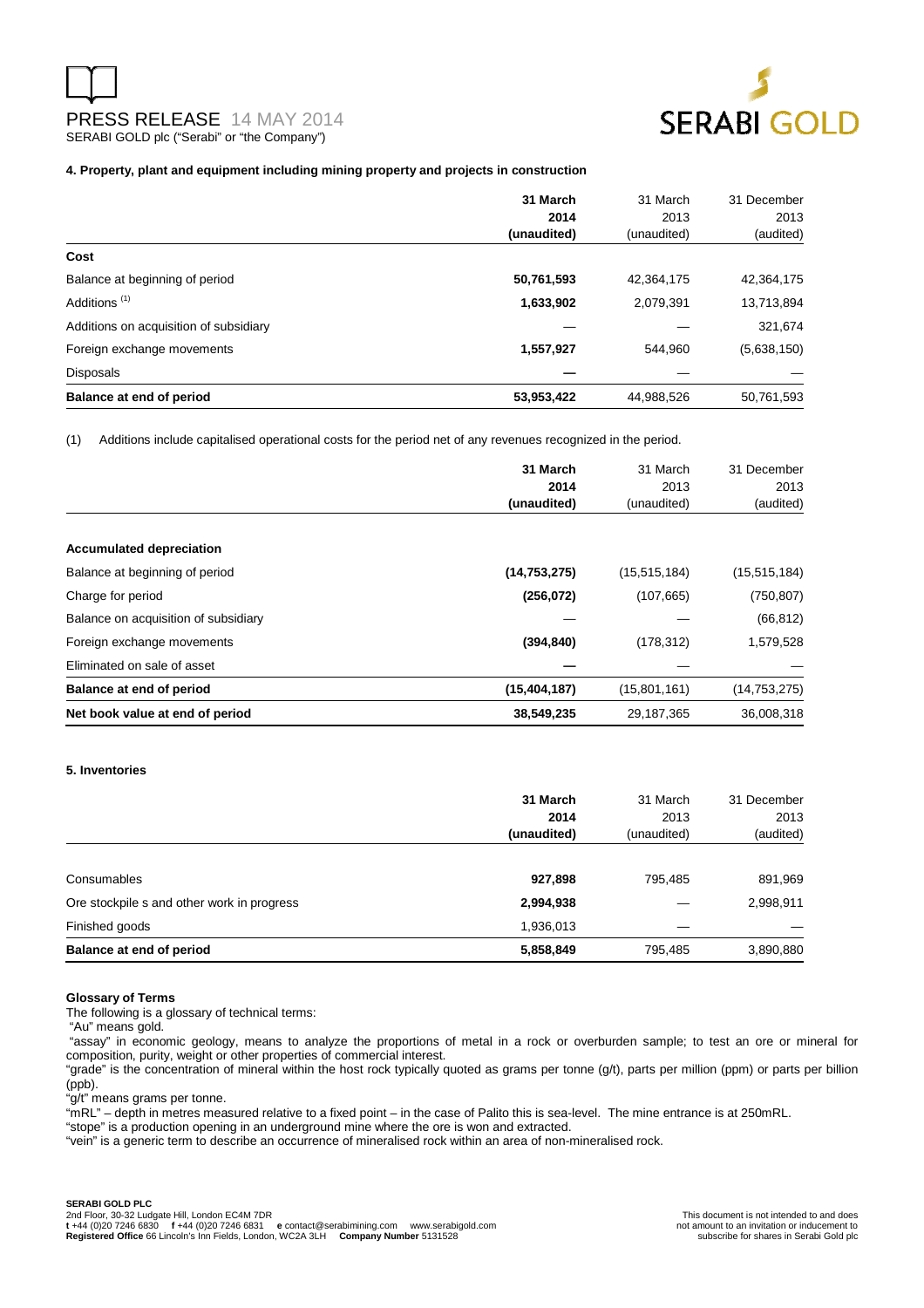### 4. Property, plant and equipment including mining property and projects in construction

| | 31 March 2014 (unaudited) | 31 March 2013 (unaudited) | 31 December 2013 (audited) |
|---|---|---|---|
| **Cost** | | | |
| Balance at beginning of period | **50,761,593** | 42,364,175 | 42,364,175 |
| Additions [1] | **1,633,902** | 2,079,391 | 13,713,894 |
| Additions on acquisition of subsidiary | — | — | 321,674 |
| Foreign exchange movements | **1,557,927** | 544,960 | (5,638,150) |
| Disposals | **—** | — | — |
| **Balance at end of period** | **53,953,422** | 44,988,526 | 50,761,593 |

(1) Additions include capitalised operational costs for the period net of any revenues recognized in the period.

| | 31 March 2014 (unaudited) | 31 March 2013 (unaudited) | 31 December 2013 (audited) |
|---|---|---|---|
| **Accumulated depreciation** | | | |
| Balance at beginning of period | **(14,753,275)** | (15,515,184) | (15,515,184) |
| Charge for period | **(256,072)** | (107,665) | (750,807) |
| Balance on acquisition of subsidiary | — | — | (66,812) |
| Foreign exchange movements | **(394,840)** | (178,312) | 1,579,528 |
| Eliminated on sale of asset | **—** | — | — |
| **Balance at end of period** | **(15,404,187)** | (15,801,161) | (14,753,275) |
| **Net book value at end of period** | **38,549,235** | 29,187,365 | 36,008,318 |

### 5. Inventories

| | 31 March 2014 (unaudited) | 31 March 2013 (unaudited) | 31 December 2013 (audited) |
|---|---|---|---|
| Consumables | **927,898** | 795,485 | 891,969 |
| Ore stockpile s and other work in progress | **2,994,938** | — | 2,998,911 |
| Finished goods | 1,936,013 | — | — |
| **Balance at end of period** | **5,858,849** | 795,485 | 3,890,880 |

**Glossary of Terms**

The following is a glossary of technical terms:

"Au" means gold.

"assay" in economic geology, means to analyze the proportions of metal in a rock or overburden sample; to test an ore or mineral for composition, purity, weight or other properties of commercial interest.

"grade" is the concentration of mineral within the host rock typically quoted as grams per tonne (g/t), parts per million (ppm) or parts per billion (ppb).

"g/t" means grams per tonne.

"mRL" – depth in metres measured relative to a fixed point – in the case of Palito this is sea-level. The mine entrance is at 250mRL.

"stope" is a production opening in an underground mine where the ore is won and extracted.

"vein" is a generic term to describe an occurrence of mineralised rock within an area of non-mineralised rock.